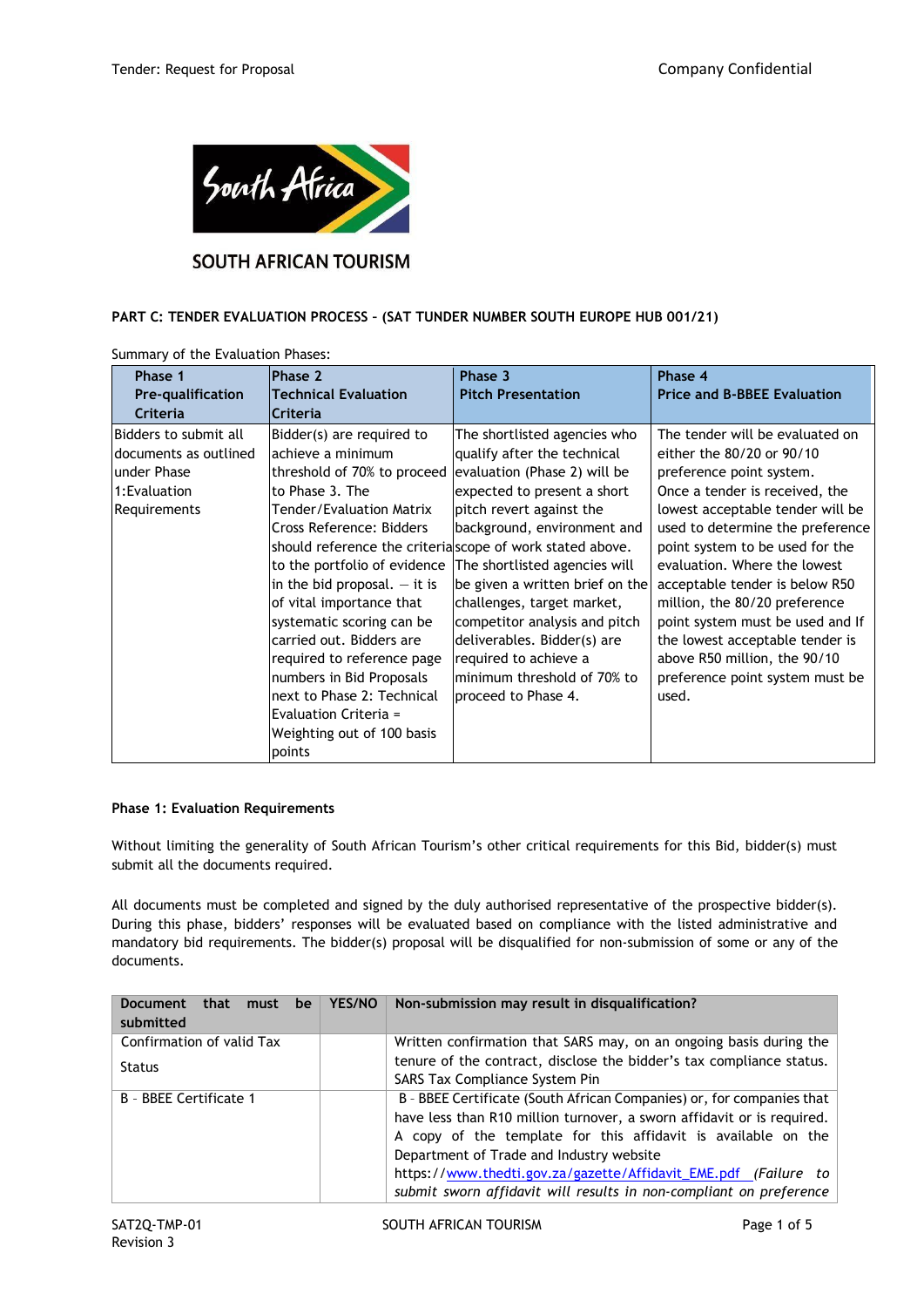SOUTH AFRICAN TOURISM

**PART C: TENDER EVALUATION PROCESS – (SAT TUNDER NUMBER SOUTH EUROPE HUB 001/21)**

Summary of the Evaluation Phases:

| Phase 1 Pre-qualification Criteria | Phase 2 Technical Evaluation Criteria | Phase 3 Pitch Presentation | Phase 4 Price and B-BBEE Evaluation |
|---|---|---|---|
| Bidders to submit all documents as outlined under Phase 1:Evaluation Requirements | Bidder(s) are required to achieve a minimum threshold of 70% to proceed to Phase 3. The Tender/Evaluation Matrix Cross Reference: Bidders should reference the criteria to the portfolio of evidence in the bid proposal. – it is of vital importance that systematic scoring can be carried out. Bidders are required to reference page numbers in Bid Proposals next to Phase 2: Technical Evaluation Criteria = Weighting out of 100 basis points | The shortlisted agencies who qualify after the technical evaluation (Phase 2) will be expected to present a short pitch revert against the background, environment and scope of work stated above. The shortlisted agencies will be given a written brief on the challenges, target market, competitor analysis and pitch deliverables. Bidder(s) are required to achieve a minimum threshold of 70% to proceed to Phase 4. | The tender will be evaluated on either the 80/20 or 90/10 preference point system. Once a tender is received, the lowest acceptable tender will be used to determine the preference point system to be used for the evaluation. Where the lowest acceptable tender is below R50 million, the 80/20 preference point system must be used and If the lowest acceptable tender is above R50 million, the 90/10 preference point system must be used. |

**Phase 1: Evaluation Requirements**

Without limiting the generality of South African Tourism's other critical requirements for this Bid, bidder(s) must submit all the documents required.

All documents must be completed and signed by the duly authorised representative of the prospective bidder(s). During this phase, bidders' responses will be evaluated based on compliance with the listed administrative and mandatory bid requirements. The bidder(s) proposal will be disqualified for non-submission of some or any of the documents.

| Document that must be submitted | YES/NO | Non-submission may result in disqualification? |
|---|---|---|
| Confirmation of valid Tax Status | | Written confirmation that SARS may, on an ongoing basis during the tenure of the contract, disclose the bidder's tax compliance status. SARS Tax Compliance System Pin |
| B - BBEE Certificate 1 | | B - BBEE Certificate (South African Companies) or, for companies that have less than R10 million turnover, a sworn affidavit or is required. A copy of the template for this affidavit is available on the Department of Trade and Industry website https://www.thedti.gov.za/gazette/Affidavit_EME.pdf *(Failure to submit sworn affidavit will results in non-compliant on preference* |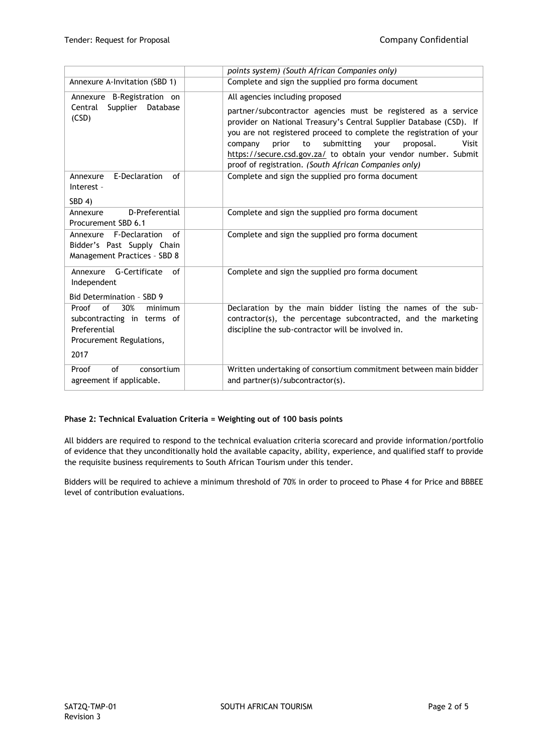| | | |
|---|---|---|
| | | *points system) (South African Companies only)* |
| Annexure A-Invitation (SBD 1) | | Complete and sign the supplied pro forma document |
| Annexure B-Registration on Central Supplier Database (CSD) | | All agencies including proposed partner/subcontractor agencies must be registered as a service provider on National Treasury's Central Supplier Database (CSD). If you are not registered proceed to complete the registration of your company prior to submitting your proposal. Visit https://secure.csd.gov.za/ to obtain your vendor number. Submit proof of registration. *(South African Companies only)* |
| Annexure E-Declaration of Interest – SBD 4) | | Complete and sign the supplied pro forma document |
| Annexure D-Preferential Procurement SBD 6.1 | | Complete and sign the supplied pro forma document |
| Annexure F-Declaration of Bidder's Past Supply Chain Management Practices – SBD 8 | | Complete and sign the supplied pro forma document |
| Annexure G-Certificate of Independent Bid Determination – SBD 9 | | Complete and sign the supplied pro forma document |
| Proof of 30% minimum subcontracting in terms of Preferential Procurement Regulations, 2017 | | Declaration by the main bidder listing the names of the sub-contractor(s), the percentage subcontracted, and the marketing discipline the sub-contractor will be involved in. |
| Proof of consortium agreement if applicable. | | Written undertaking of consortium commitment between main bidder and partner(s)/subcontractor(s). |

**Phase 2: Technical Evaluation Criteria = Weighting out of 100 basis points**

All bidders are required to respond to the technical evaluation criteria scorecard and provide information/portfolio of evidence that they unconditionally hold the available capacity, ability, experience, and qualified staff to provide the requisite business requirements to South African Tourism under this tender.

Bidders will be required to achieve a minimum threshold of 70% in order to proceed to Phase 4 for Price and BBBEE level of contribution evaluations.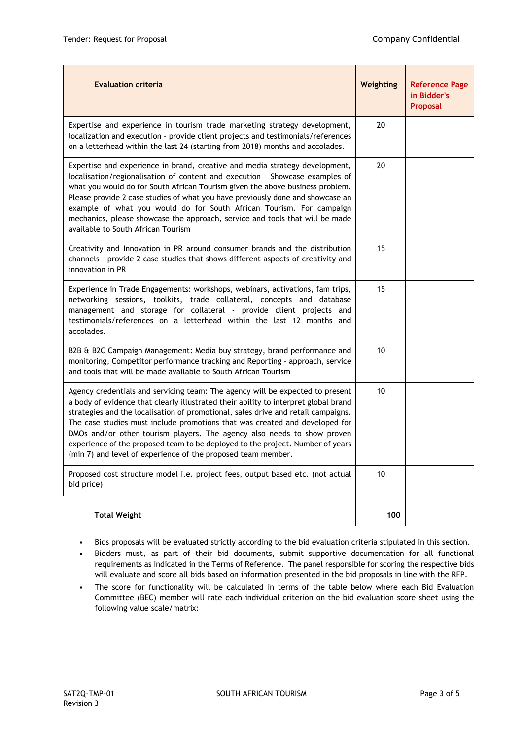| Evaluation criteria | Weighting | Reference Page in Bidder's Proposal |
|---|---|---|
| Expertise and experience in tourism trade marketing strategy development, localization and execution - provide client projects and testimonials/references on a letterhead within the last 24 (starting from 2018) months and accolades. | 20 | |
| Expertise and experience in brand, creative and media strategy development, localisation/regionalisation of content and execution - Showcase examples of what you would do for South African Tourism given the above business problem. Please provide 2 case studies of what you have previously done and showcase an example of what you would do for South African Tourism. For campaign mechanics, please showcase the approach, service and tools that will be made available to South African Tourism | 20 | |
| Creativity and Innovation in PR around consumer brands and the distribution channels - provide 2 case studies that shows different aspects of creativity and innovation in PR | 15 | |
| Experience in Trade Engagements: workshops, webinars, activations, fam trips, networking sessions, toolkits, trade collateral, concepts and database management and storage for collateral - provide client projects and testimonials/references on a letterhead within the last 12 months and accolades. | 15 | |
| B2B & B2C Campaign Management: Media buy strategy, brand performance and monitoring, Competitor performance tracking and Reporting - approach, service and tools that will be made available to South African Tourism | 10 | |
| Agency credentials and servicing team: The agency will be expected to present a body of evidence that clearly illustrated their ability to interpret global brand strategies and the localisation of promotional, sales drive and retail campaigns. The case studies must include promotions that was created and developed for DMOs and/or other tourism players. The agency also needs to show proven experience of the proposed team to be deployed to the project. Number of years (min 7) and level of experience of the proposed team member. | 10 | |
| Proposed cost structure model i.e. project fees, output based etc. (not actual bid price) | 10 | |
| **Total Weight** | **100** | |

- Bids proposals will be evaluated strictly according to the bid evaluation criteria stipulated in this section.
- Bidders must, as part of their bid documents, submit supportive documentation for all functional requirements as indicated in the Terms of Reference. The panel responsible for scoring the respective bids will evaluate and score all bids based on information presented in the bid proposals in line with the RFP.
- The score for functionality will be calculated in terms of the table below where each Bid Evaluation Committee (BEC) member will rate each individual criterion on the bid evaluation score sheet using the following value scale/matrix: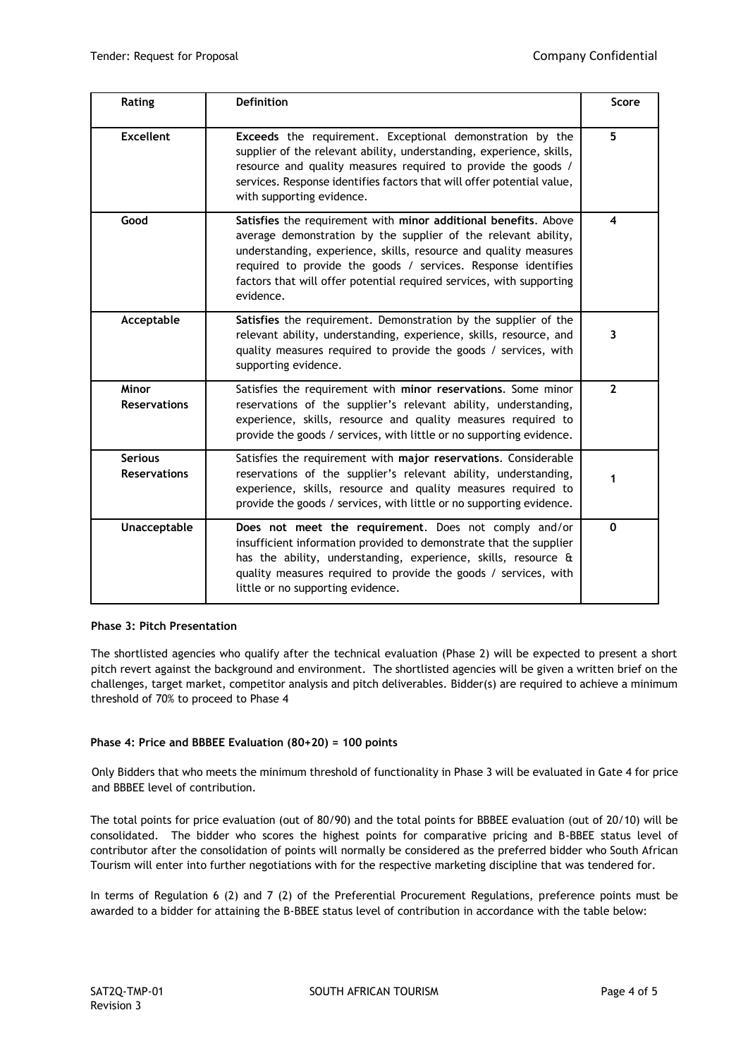| Rating | Definition | Score |
|---|---|---|
| **Excellent** | **Exceeds** the requirement. Exceptional demonstration by the supplier of the relevant ability, understanding, experience, skills, resource and quality measures required to provide the goods / services. Response identifies factors that will offer potential value, with supporting evidence. | **5** |
| **Good** | **Satisfies** the requirement with **minor additional benefits**. Above average demonstration by the supplier of the relevant ability, understanding, experience, skills, resource and quality measures required to provide the goods / services. Response identifies factors that will offer potential required services, with supporting evidence. | **4** |
| **Acceptable** | **Satisfies** the requirement. Demonstration by the supplier of the relevant ability, understanding, experience, skills, resource, and quality measures required to provide the goods / services, with supporting evidence. | **3** |
| **Minor Reservations** | Satisfies the requirement with **minor reservations**. Some minor reservations of the supplier's relevant ability, understanding, experience, skills, resource and quality measures required to provide the goods / services, with little or no supporting evidence. | **2** |
| **Serious Reservations** | Satisfies the requirement with **major reservations**. Considerable reservations of the supplier's relevant ability, understanding, experience, skills, resource and quality measures required to provide the goods / services, with little or no supporting evidence. | **1** |
| **Unacceptable** | **Does not meet the requirement**. Does not comply and/or insufficient information provided to demonstrate that the supplier has the ability, understanding, experience, skills, resource & quality measures required to provide the goods / services, with little or no supporting evidence. | **0** |

**Phase 3: Pitch Presentation**

The shortlisted agencies who qualify after the technical evaluation (Phase 2) will be expected to present a short pitch revert against the background and environment. The shortlisted agencies will be given a written brief on the challenges, target market, competitor analysis and pitch deliverables. Bidder(s) are required to achieve a minimum threshold of 70% to proceed to Phase 4

**Phase 4: Price and BBBEE Evaluation (80+20) = 100 points**

Only Bidders that who meets the minimum threshold of functionality in Phase 3 will be evaluated in Gate 4 for price and BBBEE level of contribution.

The total points for price evaluation (out of 80/90) and the total points for BBBEE evaluation (out of 20/10) will be consolidated. The bidder who scores the highest points for comparative pricing and B-BBEE status level of contributor after the consolidation of points will normally be considered as the preferred bidder who South African Tourism will enter into further negotiations with for the respective marketing discipline that was tendered for.

In terms of Regulation 6 (2) and 7 (2) of the Preferential Procurement Regulations, preference points must be awarded to a bidder for attaining the B-BBEE status level of contribution in accordance with the table below: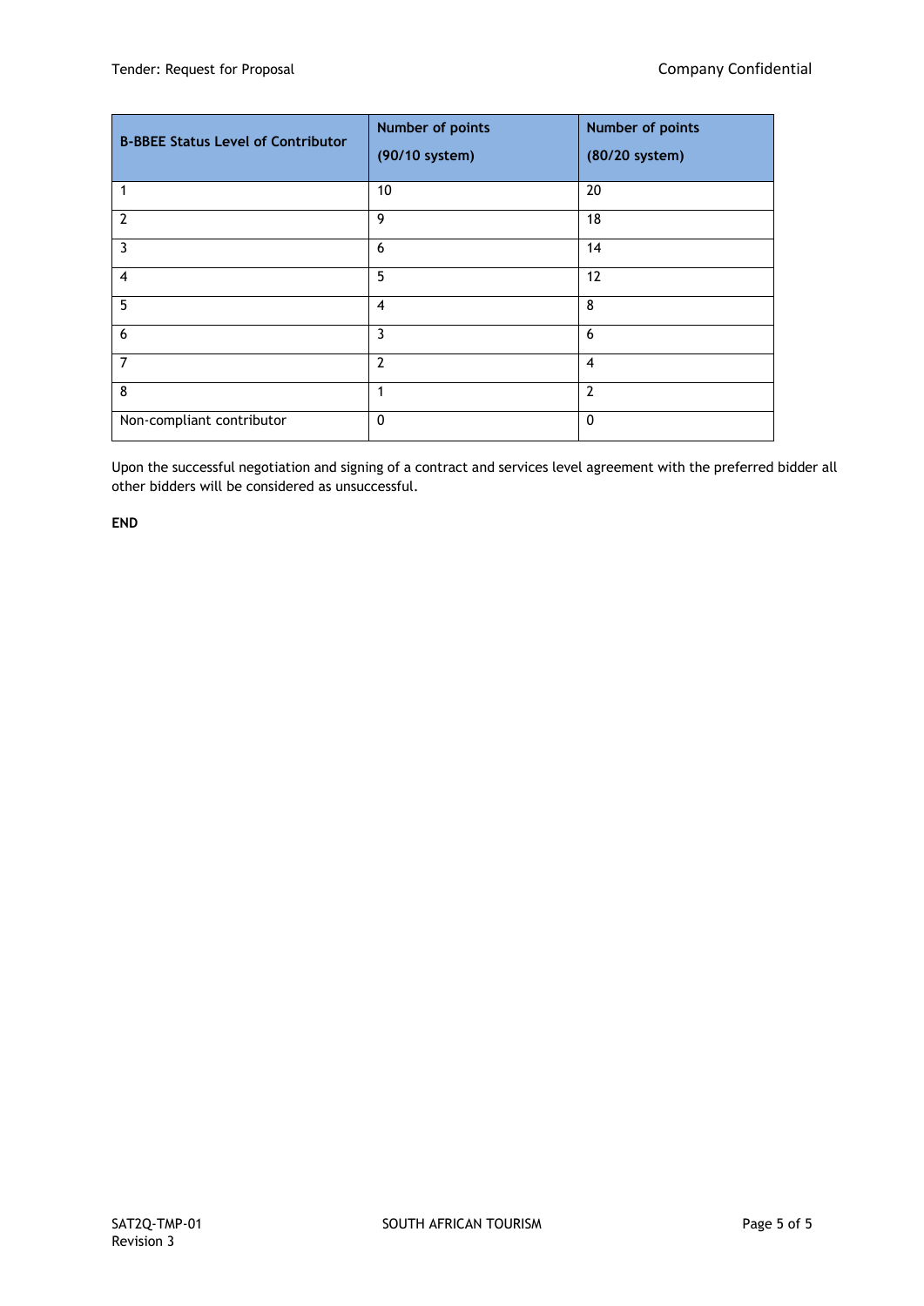| B-BBEE Status Level of Contributor | Number of points (90/10 system) | Number of points (80/20 system) |
|---|---|---|
| 1 | 10 | 20 |
| 2 | 9 | 18 |
| 3 | 6 | 14 |
| 4 | 5 | 12 |
| 5 | 4 | 8 |
| 6 | 3 | 6 |
| 7 | 2 | 4 |
| 8 | 1 | 2 |
| Non-compliant contributor | 0 | 0 |

Upon the successful negotiation and signing of a contract and services level agreement with the preferred bidder all other bidders will be considered as unsuccessful.

**END**